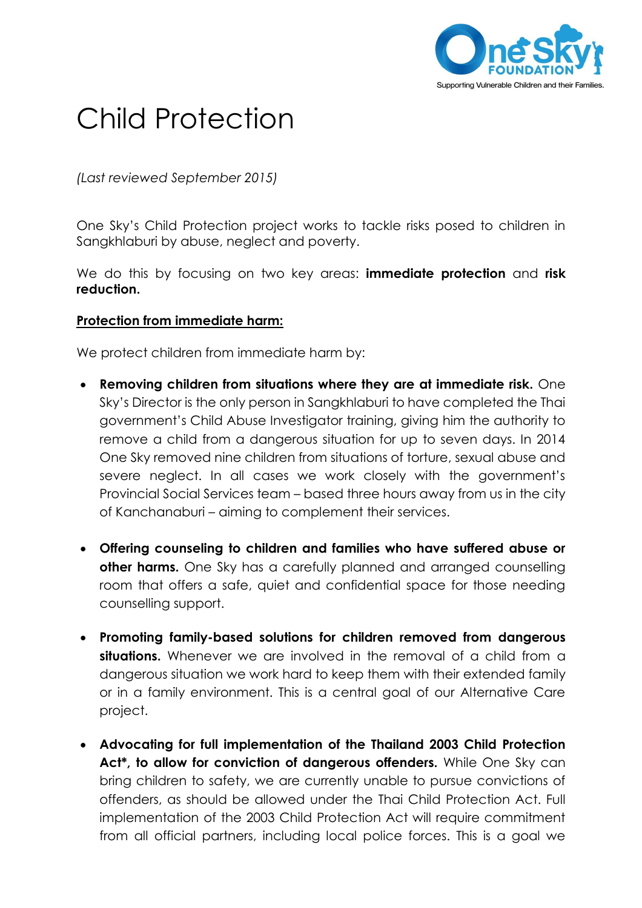# Child Protection

*(Last reviewed September 2015)*

One Sky's Child Protection project works to tackle risks posed to children in Sangkhlaburi by abuse, neglect and poverty.

We do this by focusing on two key areas: **immediate protection** and **risk reduction.**

**Protection from immediate harm:**

We protect children from immediate harm by:

- **Removing children from situations where they are at immediate risk.** One Sky's Director is the only person in Sangkhlaburi to have completed the Thai government's Child Abuse Investigator training, giving him the authority to remove a child from a dangerous situation for up to seven days. In 2014 One Sky removed nine children from situations of torture, sexual abuse and severe neglect. In all cases we work closely with the government's Provincial Social Services team – based three hours away from us in the city of Kanchanaburi – aiming to complement their services.

- **Offering counseling to children and families who have suffered abuse or other harms.** One Sky has a carefully planned and arranged counselling room that offers a safe, quiet and confidential space for those needing counselling support.

- **Promoting family-based solutions for children removed from dangerous situations.** Whenever we are involved in the removal of a child from a dangerous situation we work hard to keep them with their extended family or in a family environment. This is a central goal of our Alternative Care project.

- **Advocating for full implementation of the Thailand 2003 Child Protection Act*, to allow for conviction of dangerous offenders.** While One Sky can bring children to safety, we are currently unable to pursue convictions of offenders, as should be allowed under the Thai Child Protection Act. Full implementation of the 2003 Child Protection Act will require commitment from all official partners, including local police forces. This is a goal we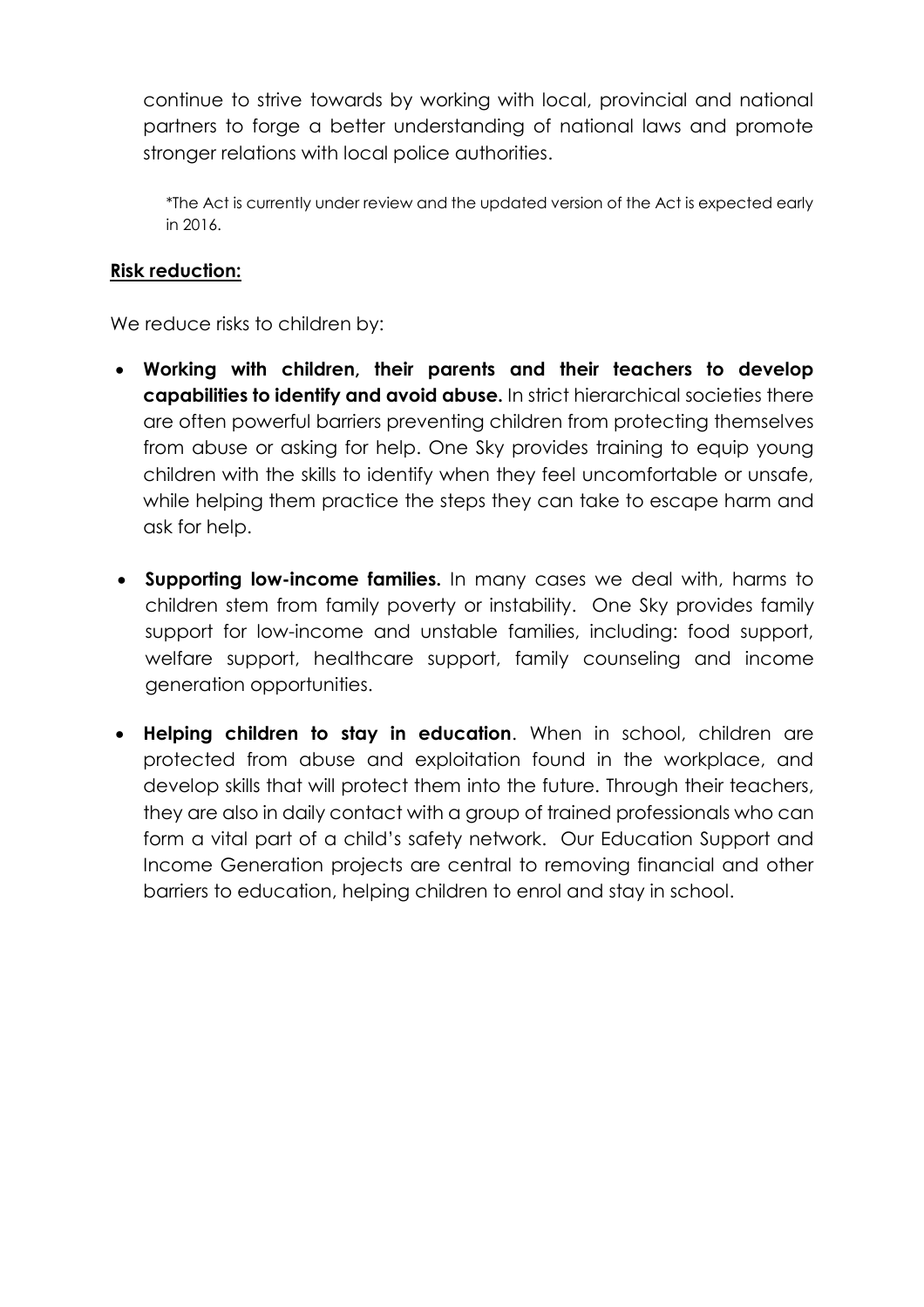continue to strive towards by working with local, provincial and national partners to forge a better understanding of national laws and promote stronger relations with local police authorities.

*The Act is currently under review and the updated version of the Act is expected early in 2016.

**Risk reduction:**

We reduce risks to children by:

- **Working with children, their parents and their teachers to develop capabilities to identify and avoid abuse.** In strict hierarchical societies there are often powerful barriers preventing children from protecting themselves from abuse or asking for help. One Sky provides training to equip young children with the skills to identify when they feel uncomfortable or unsafe, while helping them practice the steps they can take to escape harm and ask for help.

- **Supporting low-income families.** In many cases we deal with, harms to children stem from family poverty or instability. One Sky provides family support for low-income and unstable families, including: food support, welfare support, healthcare support, family counseling and income generation opportunities.

- **Helping children to stay in education**. When in school, children are protected from abuse and exploitation found in the workplace, and develop skills that will protect them into the future. Through their teachers, they are also in daily contact with a group of trained professionals who can form a vital part of a child's safety network. Our Education Support and Income Generation projects are central to removing financial and other barriers to education, helping children to enrol and stay in school.